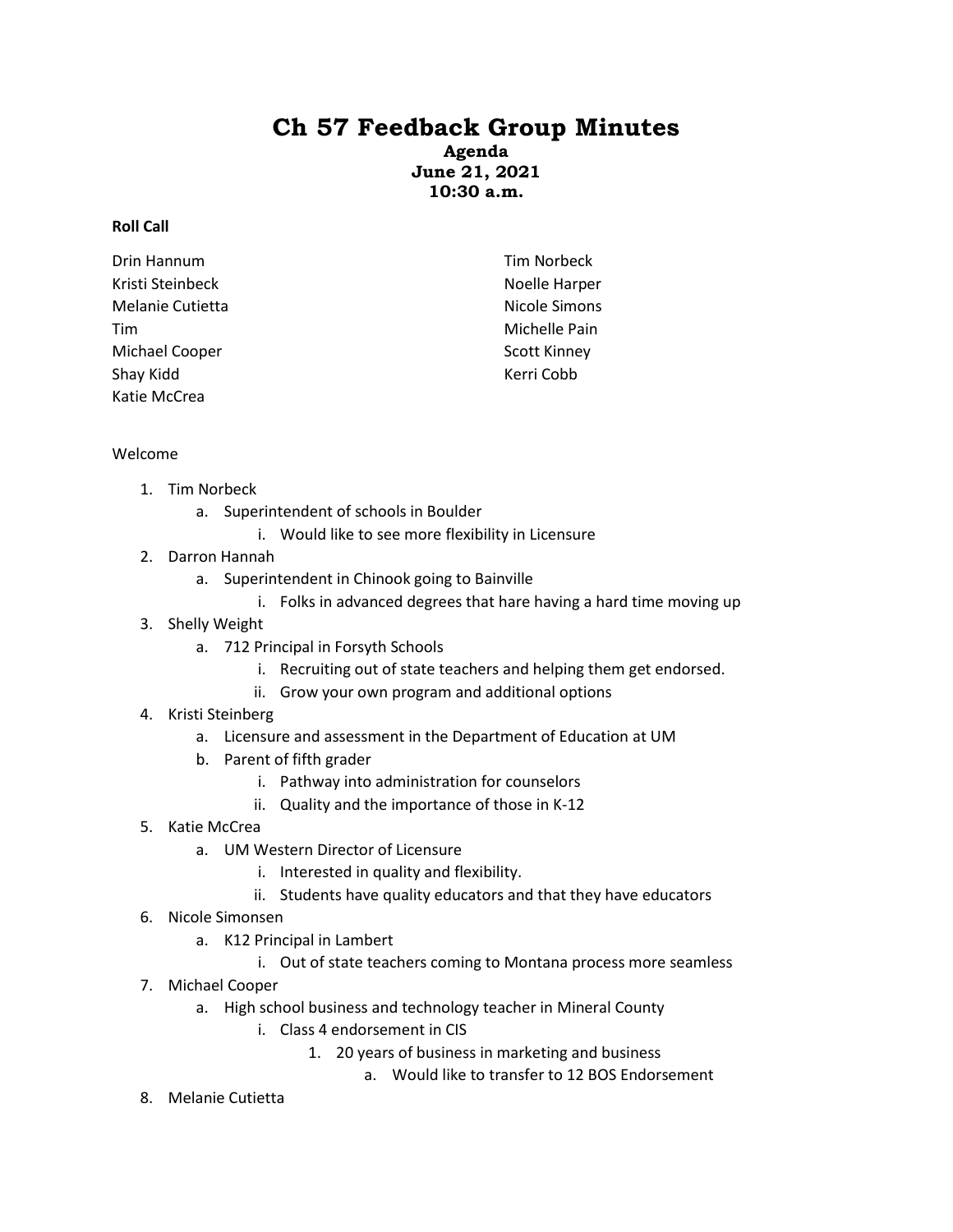# Ch 57 Feedback Group Minutes

**Agenda**
**June 21, 2021**
**10:30 a.m.**

**Roll Call**

Drin Hannum
Kristi Steinbeck
Melanie Cutietta
Tim
Michael Cooper
Shay Kidd
Katie McCrea
Tim Norbeck
Noelle Harper
Nicole Simons
Michelle Pain
Scott Kinney
Kerri Cobb

Welcome

1. Tim Norbeck
   a. Superintendent of schools in Boulder
      i. Would like to see more flexibility in Licensure
2. Darron Hannah
   a. Superintendent in Chinook going to Bainville
      i. Folks in advanced degrees that hare having a hard time moving up
3. Shelly Weight
   a. 712 Principal in Forsyth Schools
      i. Recruiting out of state teachers and helping them get endorsed.
      ii. Grow your own program and additional options
4. Kristi Steinberg
   a. Licensure and assessment in the Department of Education at UM
   b. Parent of fifth grader
      i. Pathway into administration for counselors
      ii. Quality and the importance of those in K-12
5. Katie McCrea
   a. UM Western Director of Licensure
      i. Interested in quality and flexibility.
      ii. Students have quality educators and that they have educators
6. Nicole Simonsen
   a. K12 Principal in Lambert
      i. Out of state teachers coming to Montana process more seamless
7. Michael Cooper
   a. High school business and technology teacher in Mineral County
      i. Class 4 endorsement in CIS
         1. 20 years of business in marketing and business
            a. Would like to transfer to 12 BOS Endorsement
8. Melanie Cutietta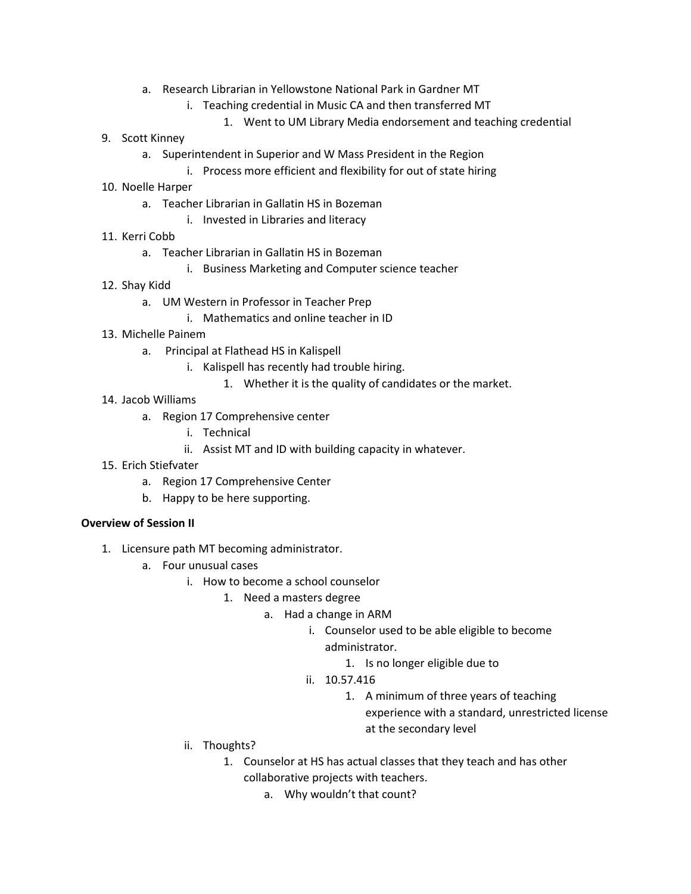- a. Research Librarian in Yellowstone National Park in Gardner MT
     - i. Teaching credential in Music CA and then transferred MT
       1. Went to UM Library Media endorsement and teaching credential

9. Scott Kinney
   - a. Superintendent in Superior and W Mass President in the Region
     - i. Process more efficient and flexibility for out of state hiring
10. Noelle Harper
    - a. Teacher Librarian in Gallatin HS in Bozeman
      - i. Invested in Libraries and literacy
11. Kerri Cobb
    - a. Teacher Librarian in Gallatin HS in Bozeman
      - i. Business Marketing and Computer science teacher
12. Shay Kidd
    - a. UM Western in Professor in Teacher Prep
      - i. Mathematics and online teacher in ID
13. Michelle Painem
    - a. Principal at Flathead HS in Kalispell
      - i. Kalispell has recently had trouble hiring.
        1. Whether it is the quality of candidates or the market.
14. Jacob Williams
    - a. Region 17 Comprehensive center
      - i. Technical
      - ii. Assist MT and ID with building capacity in whatever.
15. Erich Stiefvater
    - a. Region 17 Comprehensive Center
    - b. Happy to be here supporting.

**Overview of Session II**

1. Licensure path MT becoming administrator.
   - a. Four unusual cases
     - i. How to become a school counselor
       1. Need a masters degree
          - a. Had a change in ARM
            - i. Counselor used to be able eligible to become administrator.
              1. Is no longer eligible due to
            - ii. 10.57.416
              1. A minimum of three years of teaching experience with a standard, unrestricted license at the secondary level
     - ii. Thoughts?
       1. Counselor at HS has actual classes that they teach and has other collaborative projects with teachers.
          - a. Why wouldn't that count?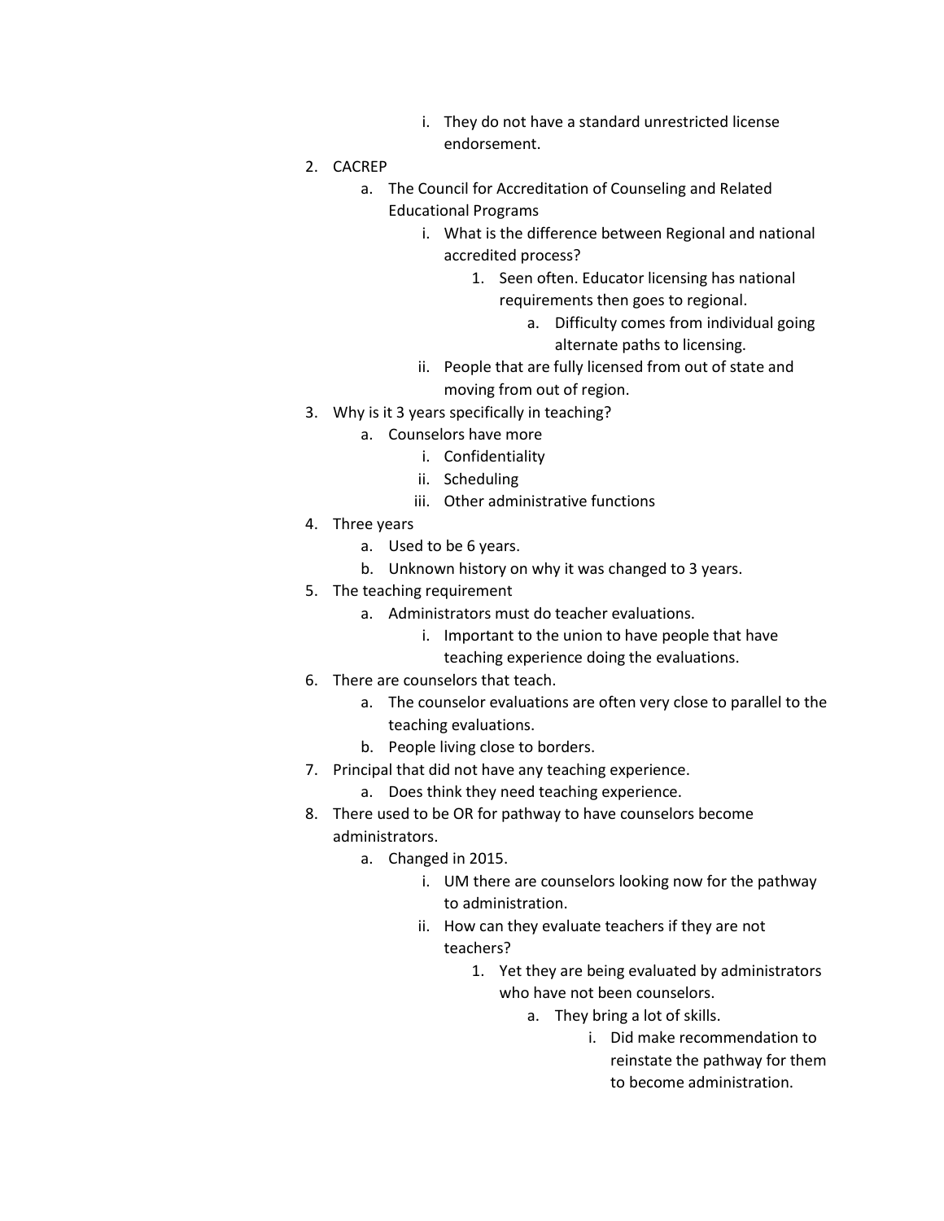i. They do not have a standard unrestricted license endorsement.

2. CACREP
    a. The Council for Accreditation of Counseling and Related Educational Programs
        i. What is the difference between Regional and national accredited process?
            1. Seen often. Educator licensing has national requirements then goes to regional.
                a. Difficulty comes from individual going alternate paths to licensing.
        ii. People that are fully licensed from out of state and moving from out of region.
3. Why is it 3 years specifically in teaching?
    a. Counselors have more
        i. Confidentiality
        ii. Scheduling
        iii. Other administrative functions
4. Three years
    a. Used to be 6 years.
    b. Unknown history on why it was changed to 3 years.
5. The teaching requirement
    a. Administrators must do teacher evaluations.
        i. Important to the union to have people that have teaching experience doing the evaluations.
6. There are counselors that teach.
    a. The counselor evaluations are often very close to parallel to the teaching evaluations.
    b. People living close to borders.
7. Principal that did not have any teaching experience.
    a. Does think they need teaching experience.
8. There used to be OR for pathway to have counselors become administrators.
    a. Changed in 2015.
        i. UM there are counselors looking now for the pathway to administration.
        ii. How can they evaluate teachers if they are not teachers?
            1. Yet they are being evaluated by administrators who have not been counselors.
                a. They bring a lot of skills.
                    i. Did make recommendation to reinstate the pathway for them to become administration.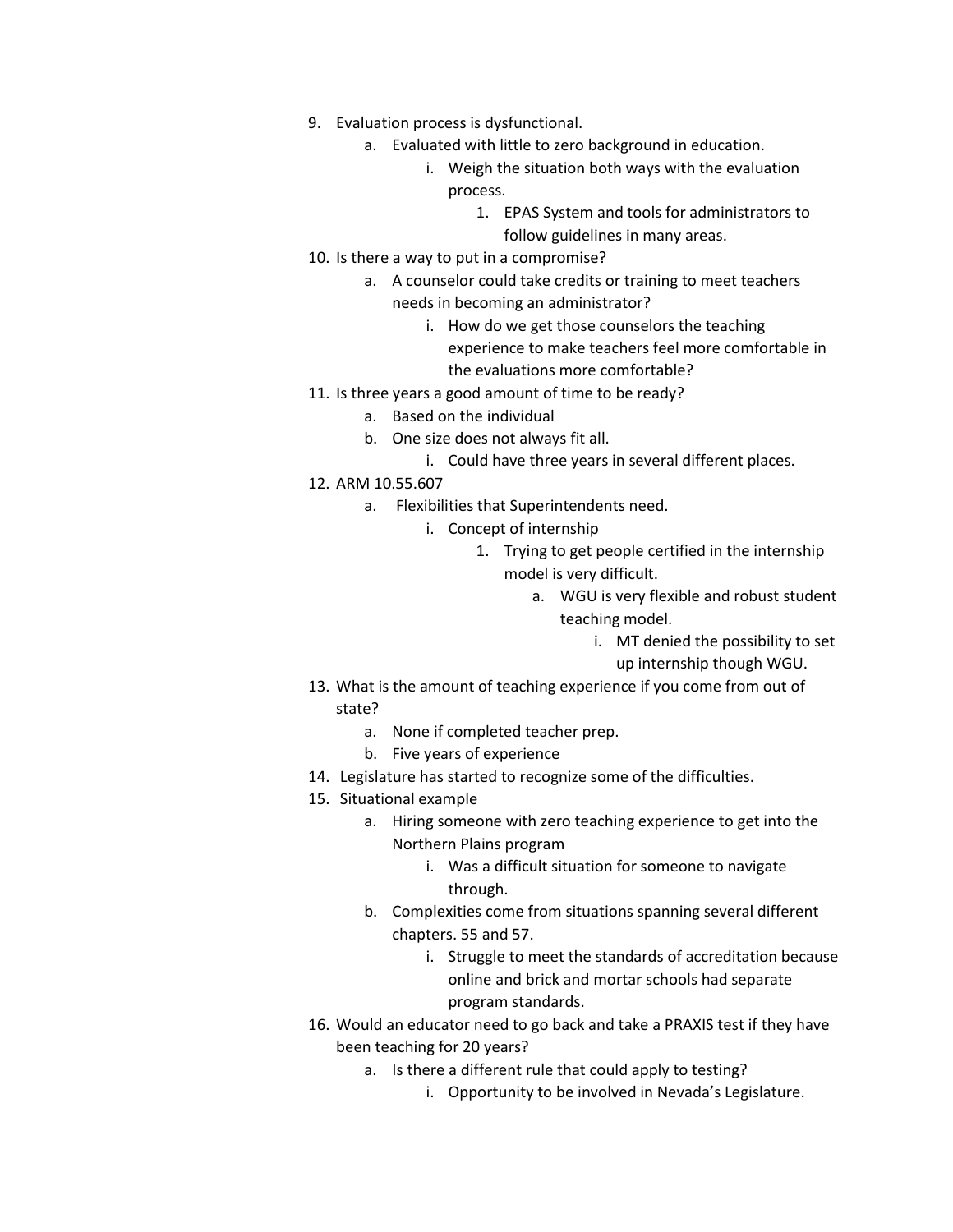9. Evaluation process is dysfunctional.
    a. Evaluated with little to zero background in education.
        i. Weigh the situation both ways with the evaluation process.
            1. EPAS System and tools for administrators to follow guidelines in many areas.
10. Is there a way to put in a compromise?
    a. A counselor could take credits or training to meet teachers needs in becoming an administrator?
        i. How do we get those counselors the teaching experience to make teachers feel more comfortable in the evaluations more comfortable?
11. Is three years a good amount of time to be ready?
    a. Based on the individual
    b. One size does not always fit all.
        i. Could have three years in several different places.
12. ARM 10.55.607
    a. Flexibilities that Superintendents need.
        i. Concept of internship
            1. Trying to get people certified in the internship model is very difficult.
                a. WGU is very flexible and robust student teaching model.
                    i. MT denied the possibility to set up internship though WGU.
13. What is the amount of teaching experience if you come from out of state?
    a. None if completed teacher prep.
    b. Five years of experience
14. Legislature has started to recognize some of the difficulties.
15. Situational example
    a. Hiring someone with zero teaching experience to get into the Northern Plains program
        i. Was a difficult situation for someone to navigate through.
    b. Complexities come from situations spanning several different chapters. 55 and 57.
        i. Struggle to meet the standards of accreditation because online and brick and mortar schools had separate program standards.
16. Would an educator need to go back and take a PRAXIS test if they have been teaching for 20 years?
    a. Is there a different rule that could apply to testing?
        i. Opportunity to be involved in Nevada's Legislature.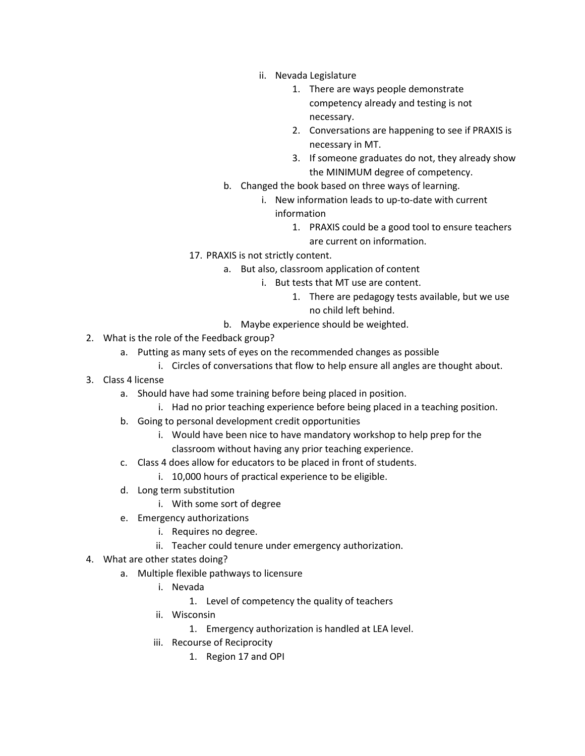ii. Nevada Legislature
                1. There are ways people demonstrate competency already and testing is not necessary.
                2. Conversations are happening to see if PRAXIS is necessary in MT.
                3. If someone graduates do not, they already show the MINIMUM degree of competency.
        b. Changed the book based on three ways of learning.
            i. New information leads to up-to-date with current information
                1. PRAXIS could be a good tool to ensure teachers are current on information.
    17. PRAXIS is not strictly content.
        a. But also, classroom application of content
            i. But tests that MT use are content.
                1. There are pedagogy tests available, but we use no child left behind.
        b. Maybe experience should be weighted.

2. What is the role of the Feedback group?
    a. Putting as many sets of eyes on the recommended changes as possible
        i. Circles of conversations that flow to help ensure all angles are thought about.
3. Class 4 license
    a. Should have had some training before being placed in position.
        i. Had no prior teaching experience before being placed in a teaching position.
    b. Going to personal development credit opportunities
        i. Would have been nice to have mandatory workshop to help prep for the classroom without having any prior teaching experience.
    c. Class 4 does allow for educators to be placed in front of students.
        i. 10,000 hours of practical experience to be eligible.
    d. Long term substitution
        i. With some sort of degree
    e. Emergency authorizations
        i. Requires no degree.
        ii. Teacher could tenure under emergency authorization.
4. What are other states doing?
    a. Multiple flexible pathways to licensure
        i. Nevada
            1. Level of competency the quality of teachers
        ii. Wisconsin
            1. Emergency authorization is handled at LEA level.
        iii. Recourse of Reciprocity
            1. Region 17 and OPI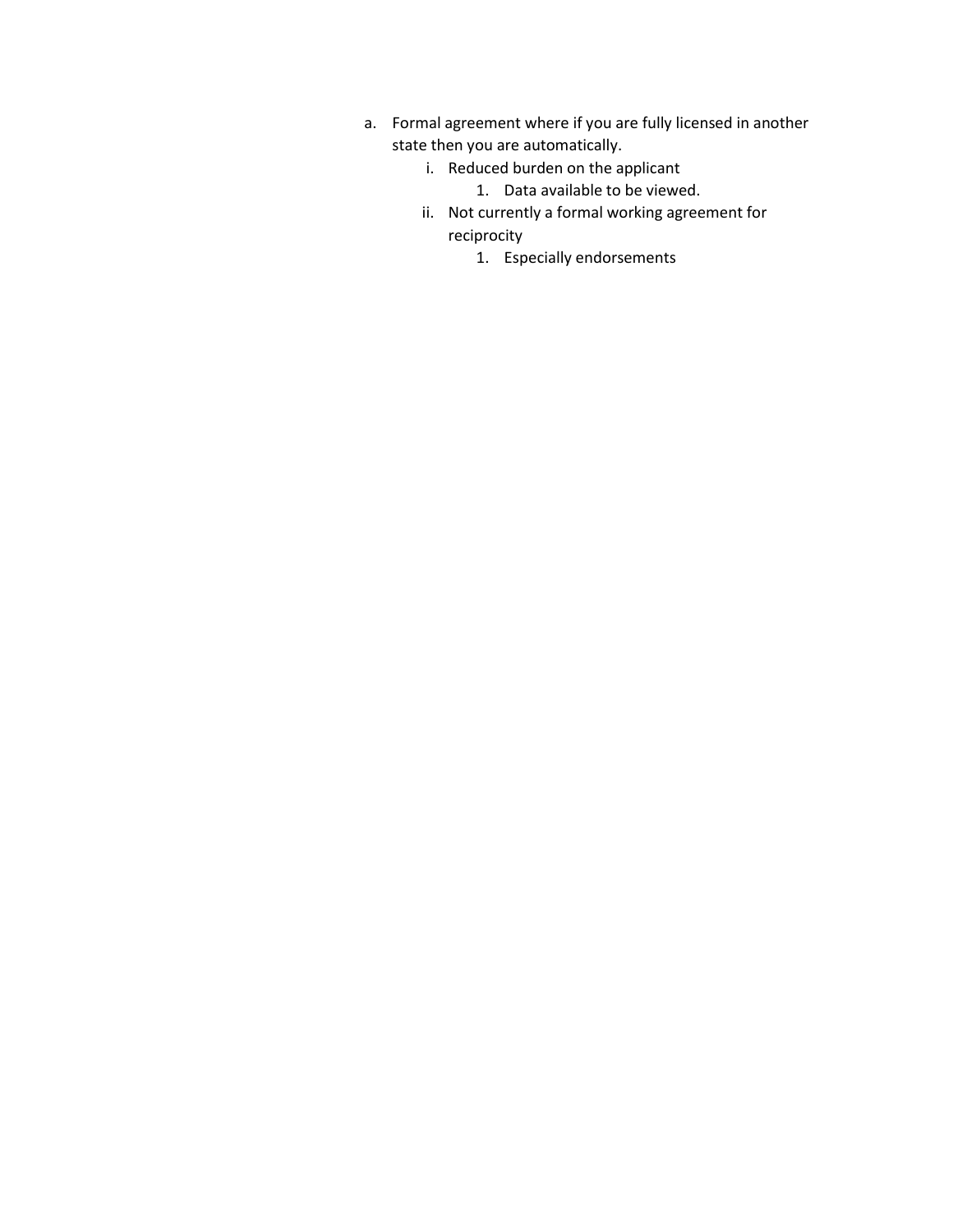a. Formal agreement where if you are fully licensed in another state then you are automatically.
    i. Reduced burden on the applicant
        1. Data available to be viewed.
    ii. Not currently a formal working agreement for reciprocity
        1. Especially endorsements